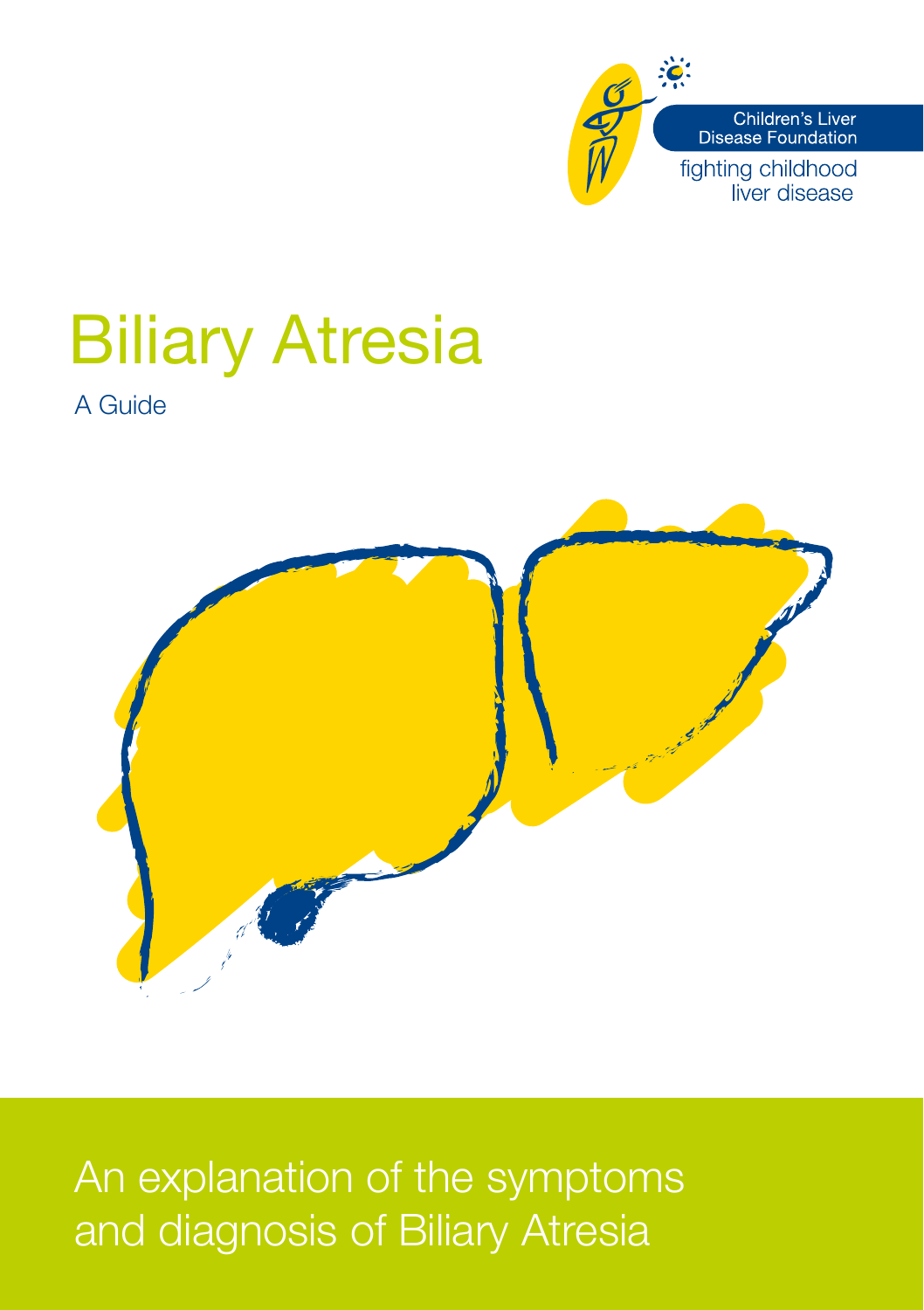Children's Liver Disease Foundation

fighting childhood liver disease

# Biliary Atresia

A Guide

An explanation of the symptoms and diagnosis of Biliary Atresia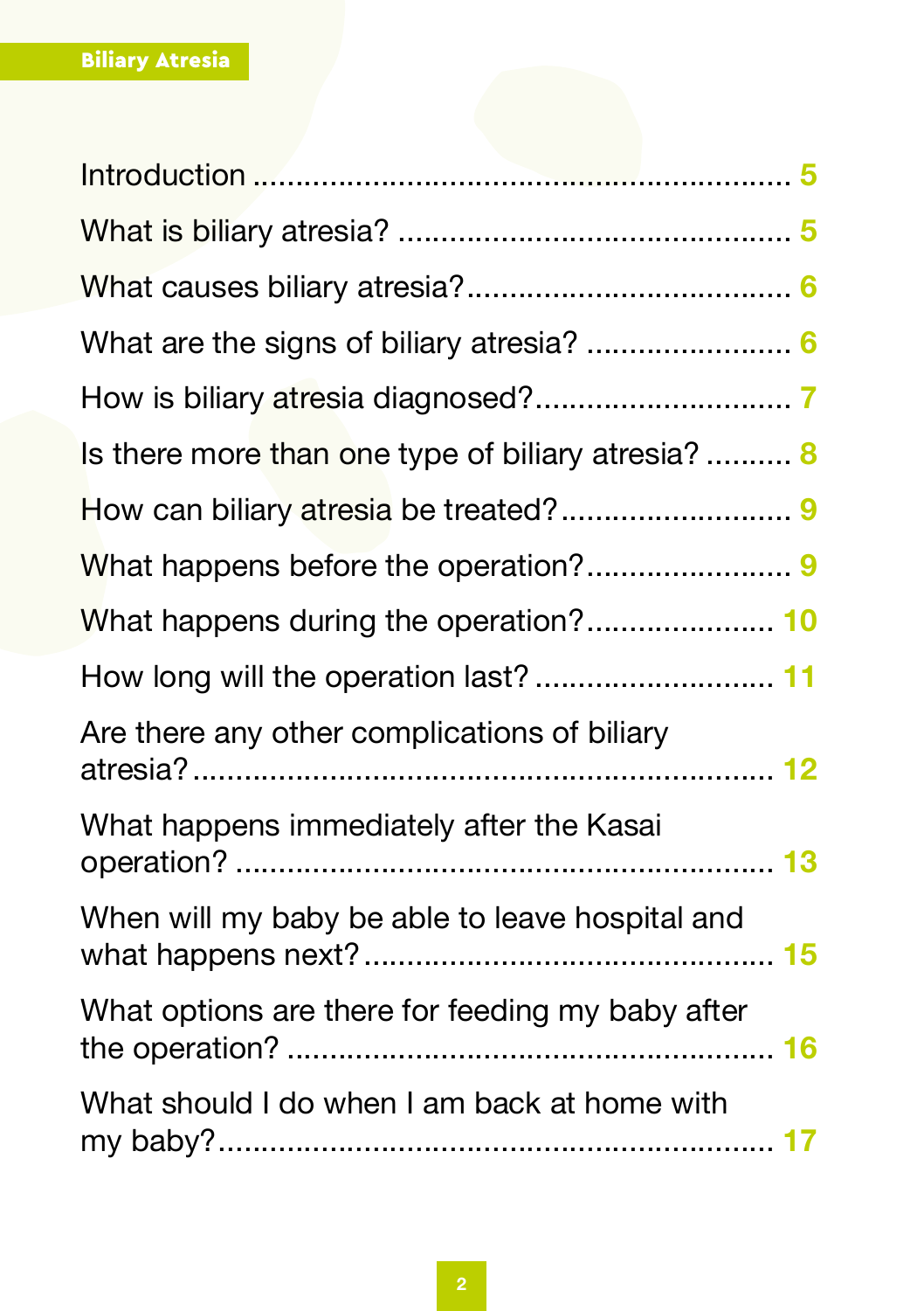| | |
|---|---|
| Introduction | 5 |
| What is biliary atresia? | 5 |
| What causes biliary atresia? | 6 |
| What are the signs of biliary atresia? | 6 |
| How is biliary atresia diagnosed? | 7 |
| Is there more than one type of biliary atresia? | 8 |
| How can biliary atresia be treated? | 9 |
| What happens before the operation? | 9 |
| What happens during the operation? | 10 |
| How long will the operation last? | 11 |
| Are there any other complications of biliary atresia? | 12 |
| What happens immediately after the Kasai operation? | 13 |
| When will my baby be able to leave hospital and what happens next? | 15 |
| What options are there for feeding my baby after the operation? | 16 |
| What should I do when I am back at home with my baby? | 17 |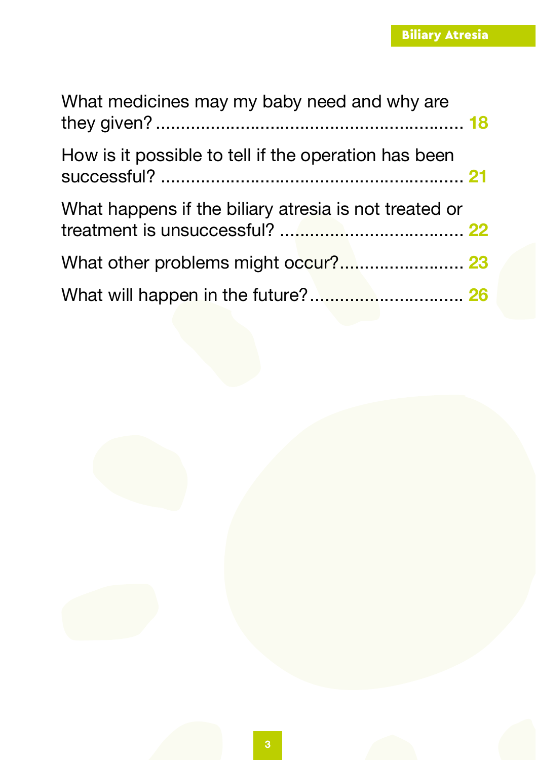What medicines may my baby need and why are they given? ... 18

How is it possible to tell if the operation has been successful? ... 21

What happens if the biliary atresia is not treated or treatment is unsuccessful? ... 22

What other problems might occur? ... 23

What will happen in the future? ... 26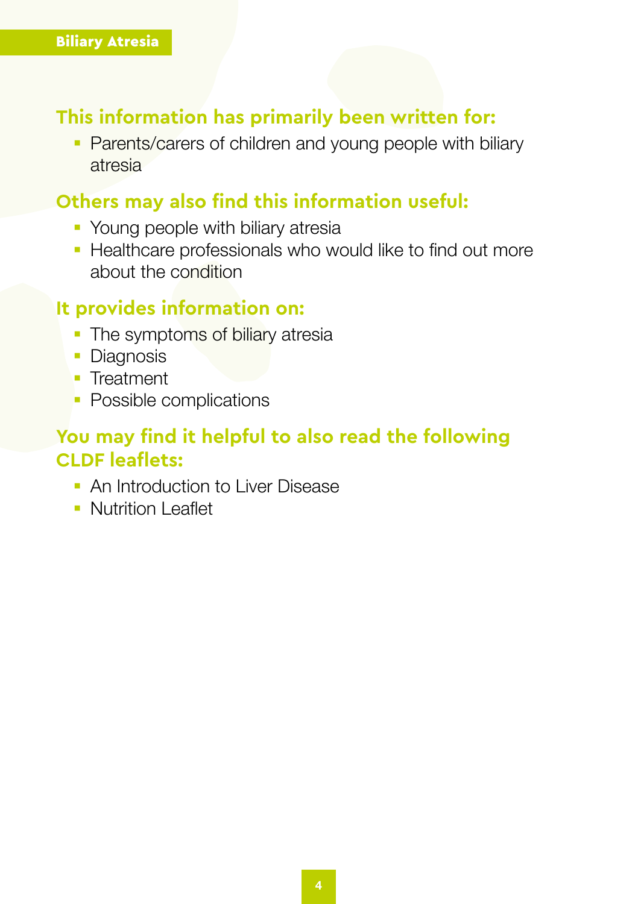## This information has primarily been written for:

- Parents/carers of children and young people with biliary atresia

## Others may also find this information useful:

- Young people with biliary atresia
- Healthcare professionals who would like to find out more about the condition

## It provides information on:

- The symptoms of biliary atresia
- Diagnosis
- Treatment
- Possible complications

## You may find it helpful to also read the following CLDF leaflets:

- An Introduction to Liver Disease
- Nutrition Leaflet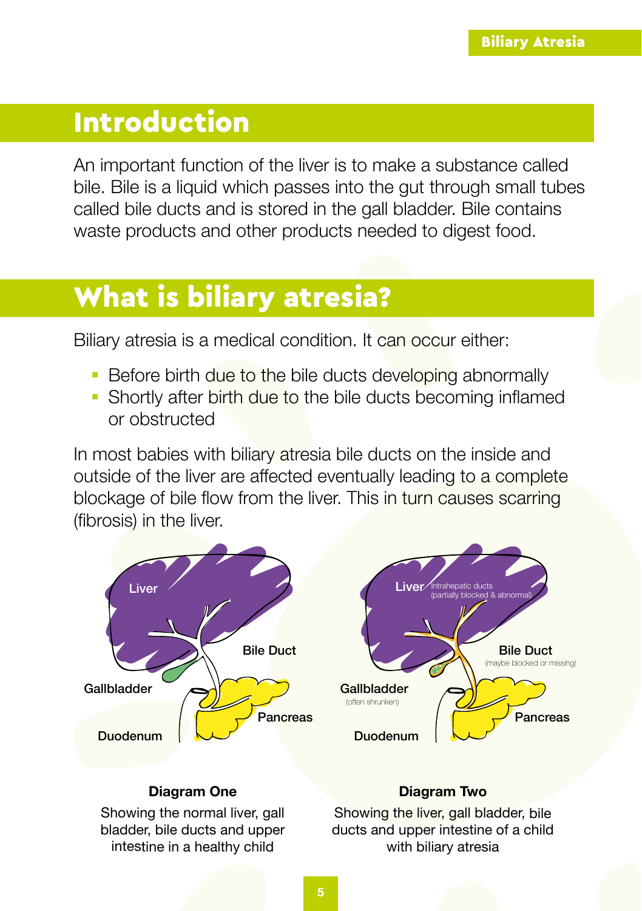## Introduction

An important function of the liver is to make a substance called bile. Bile is a liquid which passes into the gut through small tubes called bile ducts and is stored in the gall bladder. Bile contains waste products and other products needed to digest food.

## What is biliary atresia?

Biliary atresia is a medical condition. It can occur either:

- Before birth due to the bile ducts developing abnormally
- Shortly after birth due to the bile ducts becoming inflamed or obstructed

In most babies with biliary atresia bile ducts on the inside and outside of the liver are affected eventually leading to a complete blockage of bile flow from the liver. This in turn causes scarring (fibrosis) in the liver.

Liver

Bile Duct

Gallbladder

Pancreas

Duodenum

**Diagram One**

Showing the normal liver, gall bladder, bile ducts and upper intestine in a healthy child

Liver

Intrahepatic ducts (partially blocked & abnormal)

Bile Duct (maybe blocked or missing)

Gallbladder (often shrunken)

Pancreas

Duodenum

**Diagram Two**

Showing the liver, gall bladder, bile ducts and upper intestine of a child with biliary atresia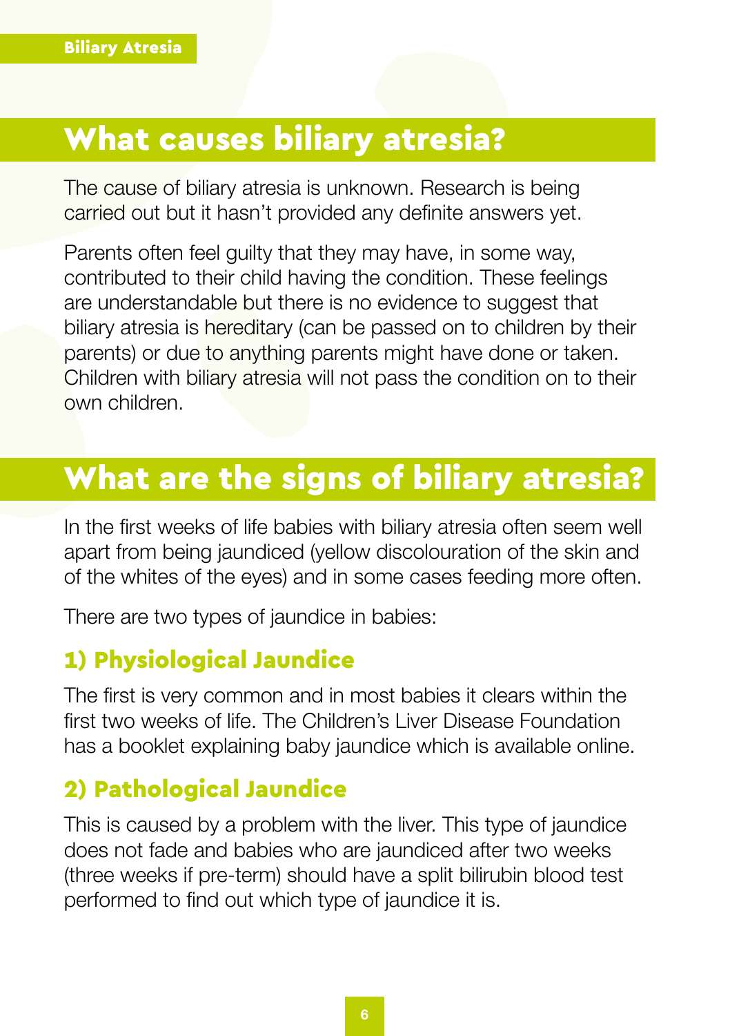## What causes biliary atresia?

The cause of biliary atresia is unknown. Research is being carried out but it hasn't provided any definite answers yet.

Parents often feel guilty that they may have, in some way, contributed to their child having the condition. These feelings are understandable but there is no evidence to suggest that biliary atresia is hereditary (can be passed on to children by their parents) or due to anything parents might have done or taken. Children with biliary atresia will not pass the condition on to their own children.

## What are the signs of biliary atresia?

In the first weeks of life babies with biliary atresia often seem well apart from being jaundiced (yellow discolouration of the skin and of the whites of the eyes) and in some cases feeding more often.

There are two types of jaundice in babies:

### 1) Physiological Jaundice

The first is very common and in most babies it clears within the first two weeks of life. The Children's Liver Disease Foundation has a booklet explaining baby jaundice which is available online.

### 2) Pathological Jaundice

This is caused by a problem with the liver. This type of jaundice does not fade and babies who are jaundiced after two weeks (three weeks if pre-term) should have a split bilirubin blood test performed to find out which type of jaundice it is.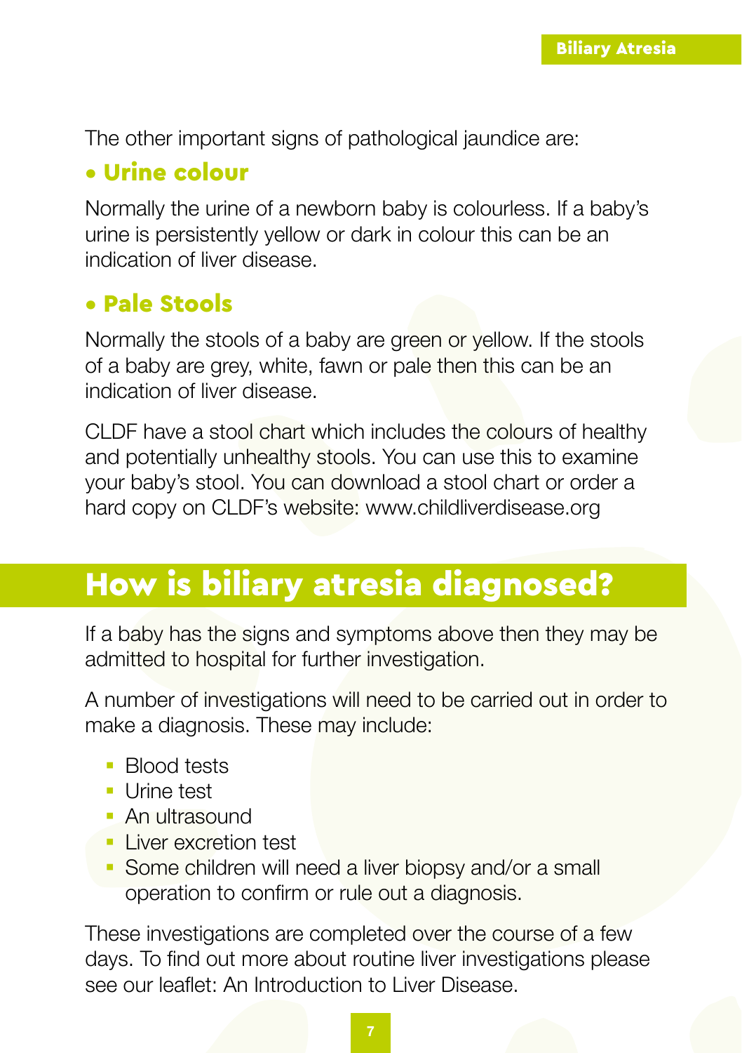The other important signs of pathological jaundice are:

### • Urine colour

Normally the urine of a newborn baby is colourless. If a baby's urine is persistently yellow or dark in colour this can be an indication of liver disease.

### • Pale Stools

Normally the stools of a baby are green or yellow. If the stools of a baby are grey, white, fawn or pale then this can be an indication of liver disease.

CLDF have a stool chart which includes the colours of healthy and potentially unhealthy stools. You can use this to examine your baby's stool. You can download a stool chart or order a hard copy on CLDF's website: www.childliverdisease.org

## How is biliary atresia diagnosed?

If a baby has the signs and symptoms above then they may be admitted to hospital for further investigation.

A number of investigations will need to be carried out in order to make a diagnosis. These may include:

- Blood tests
- Urine test
- An ultrasound
- Liver excretion test
- Some children will need a liver biopsy and/or a small operation to confirm or rule out a diagnosis.

These investigations are completed over the course of a few days. To find out more about routine liver investigations please see our leaflet: An Introduction to Liver Disease.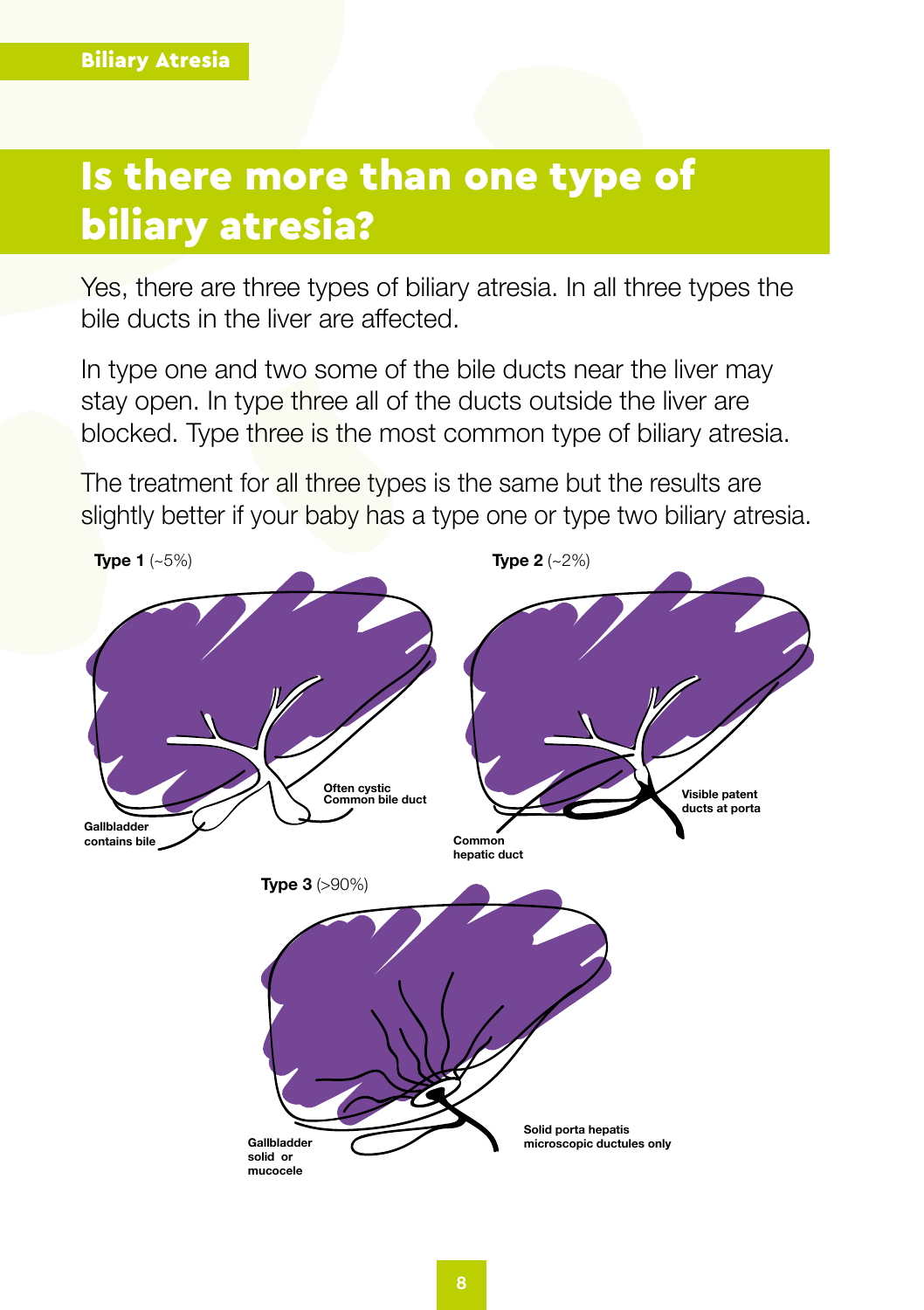# Is there more than one type of biliary atresia?

Yes, there are three types of biliary atresia. In all three types the bile ducts in the liver are affected.

In type one and two some of the bile ducts near the liver may stay open. In type three all of the ducts outside the liver are blocked. Type three is the most common type of biliary atresia.

The treatment for all three types is the same but the results are slightly better if your baby has a type one or type two biliary atresia.

**Type 1** (~5%)

Often cystic Common bile duct

Gallbladder contains bile

**Type 2** (~2%)

Visible patent ducts at porta

Common hepatic duct

**Type 3** (>90%)

Gallbladder solid or mucocele

Solid porta hepatis microscopic ductules only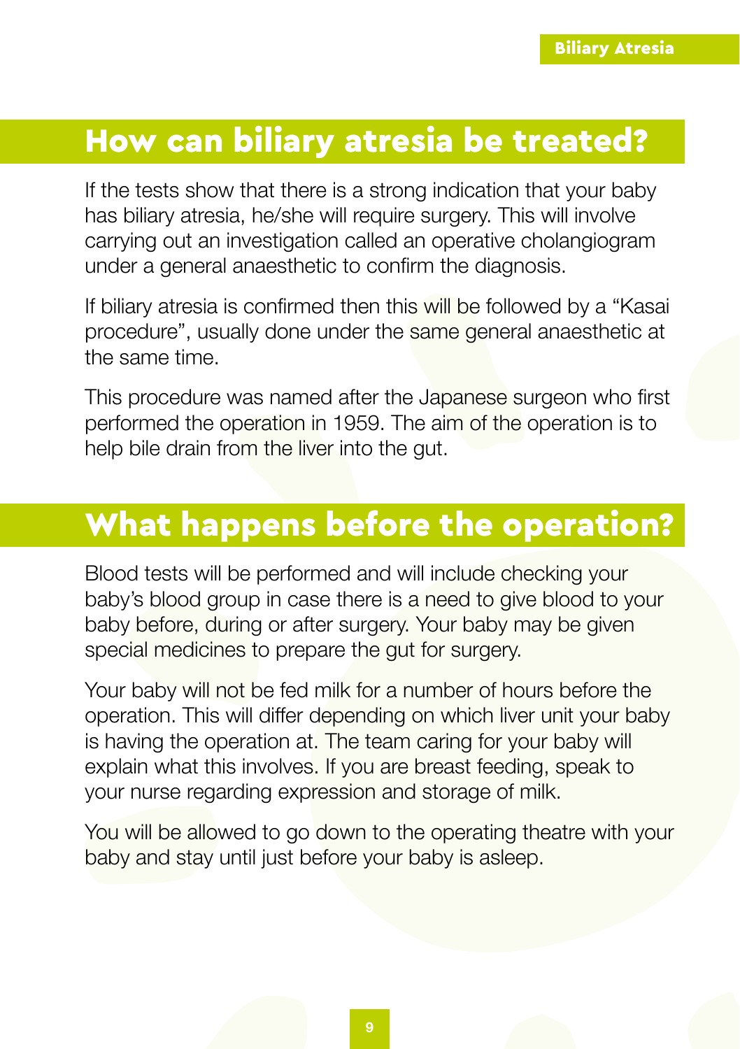## How can biliary atresia be treated?

If the tests show that there is a strong indication that your baby has biliary atresia, he/she will require surgery. This will involve carrying out an investigation called an operative cholangiogram under a general anaesthetic to confirm the diagnosis.

If biliary atresia is confirmed then this will be followed by a "Kasai procedure", usually done under the same general anaesthetic at the same time.

This procedure was named after the Japanese surgeon who first performed the operation in 1959. The aim of the operation is to help bile drain from the liver into the gut.

## What happens before the operation?

Blood tests will be performed and will include checking your baby's blood group in case there is a need to give blood to your baby before, during or after surgery. Your baby may be given special medicines to prepare the gut for surgery.

Your baby will not be fed milk for a number of hours before the operation. This will differ depending on which liver unit your baby is having the operation at. The team caring for your baby will explain what this involves. If you are breast feeding, speak to your nurse regarding expression and storage of milk.

You will be allowed to go down to the operating theatre with your baby and stay until just before your baby is asleep.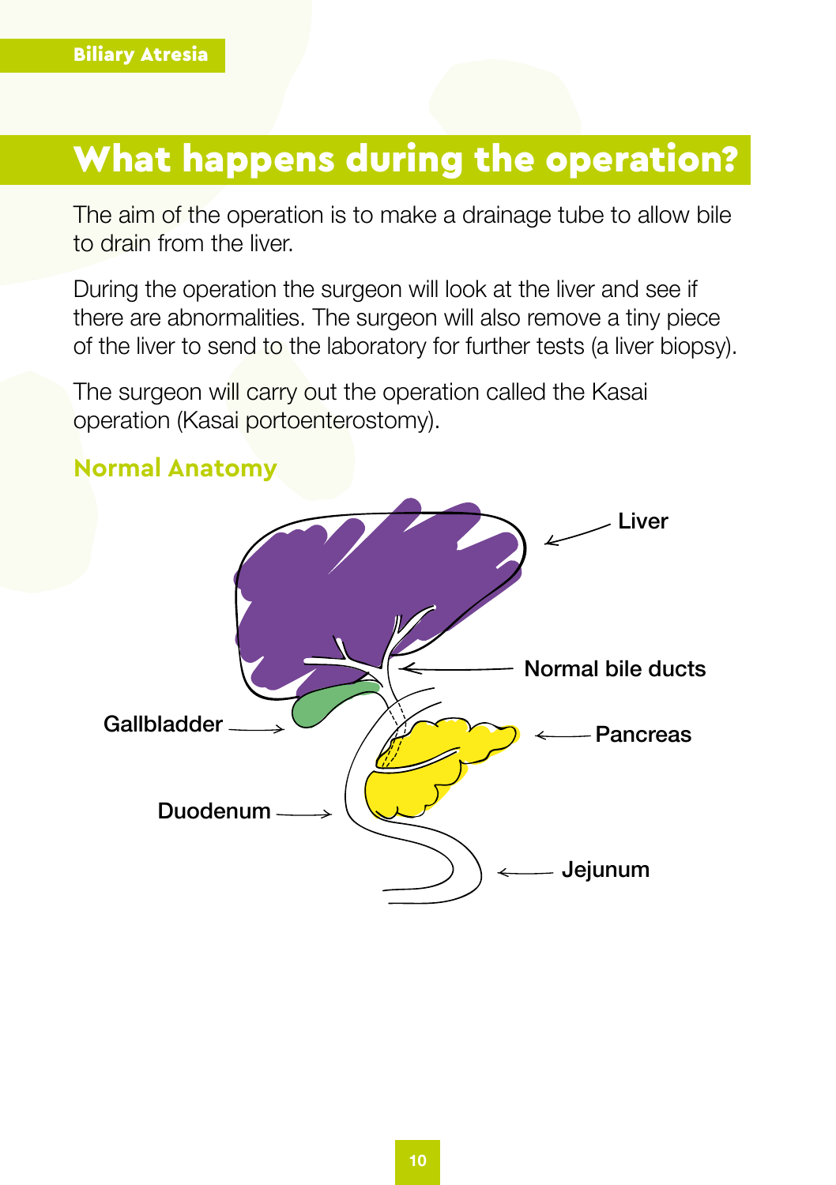# What happens during the operation?

The aim of the operation is to make a drainage tube to allow bile to drain from the liver.

During the operation the surgeon will look at the liver and see if there are abnormalities. The surgeon will also remove a tiny piece of the liver to send to the laboratory for further tests (a liver biopsy).

The surgeon will carry out the operation called the Kasai operation (Kasai portoenterostomy).

## Normal Anatomy

Liver

Normal bile ducts

Gallbladder

Pancreas

Duodenum

Jejunum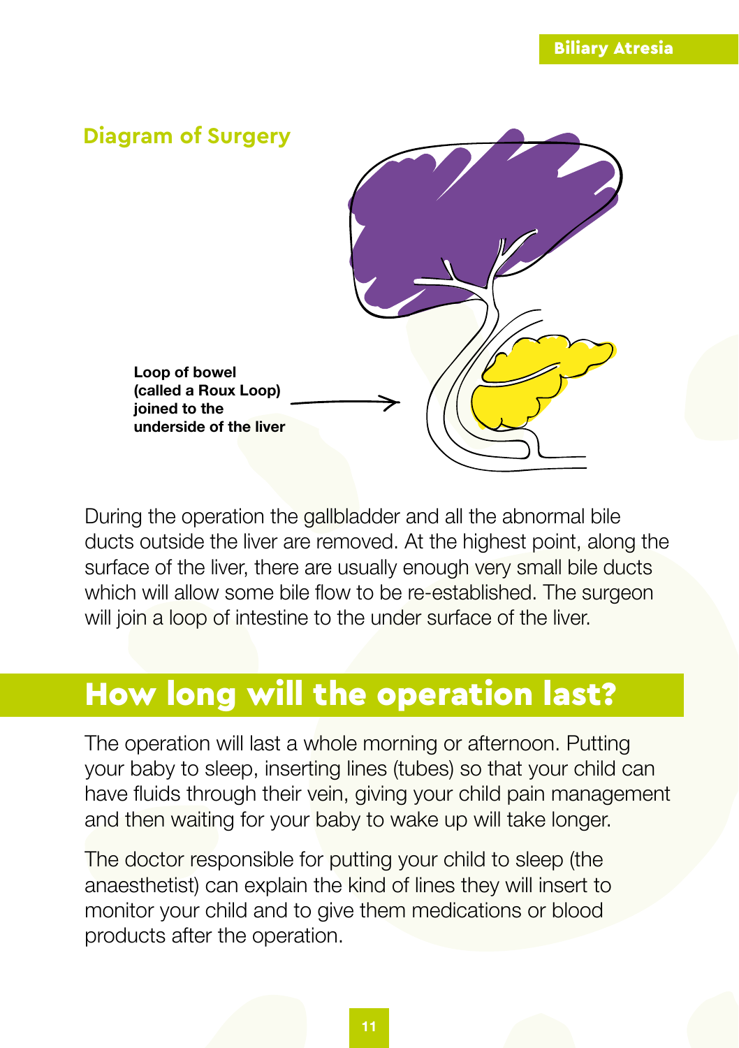## Diagram of Surgery

**Loop of bowel (called a Roux Loop) joined to the underside of the liver**

During the operation the gallbladder and all the abnormal bile ducts outside the liver are removed. At the highest point, along the surface of the liver, there are usually enough very small bile ducts which will allow some bile flow to be re-established. The surgeon will join a loop of intestine to the under surface of the liver.

## How long will the operation last?

The operation will last a whole morning or afternoon. Putting your baby to sleep, inserting lines (tubes) so that your child can have fluids through their vein, giving your child pain management and then waiting for your baby to wake up will take longer.

The doctor responsible for putting your child to sleep (the anaesthetist) can explain the kind of lines they will insert to monitor your child and to give them medications or blood products after the operation.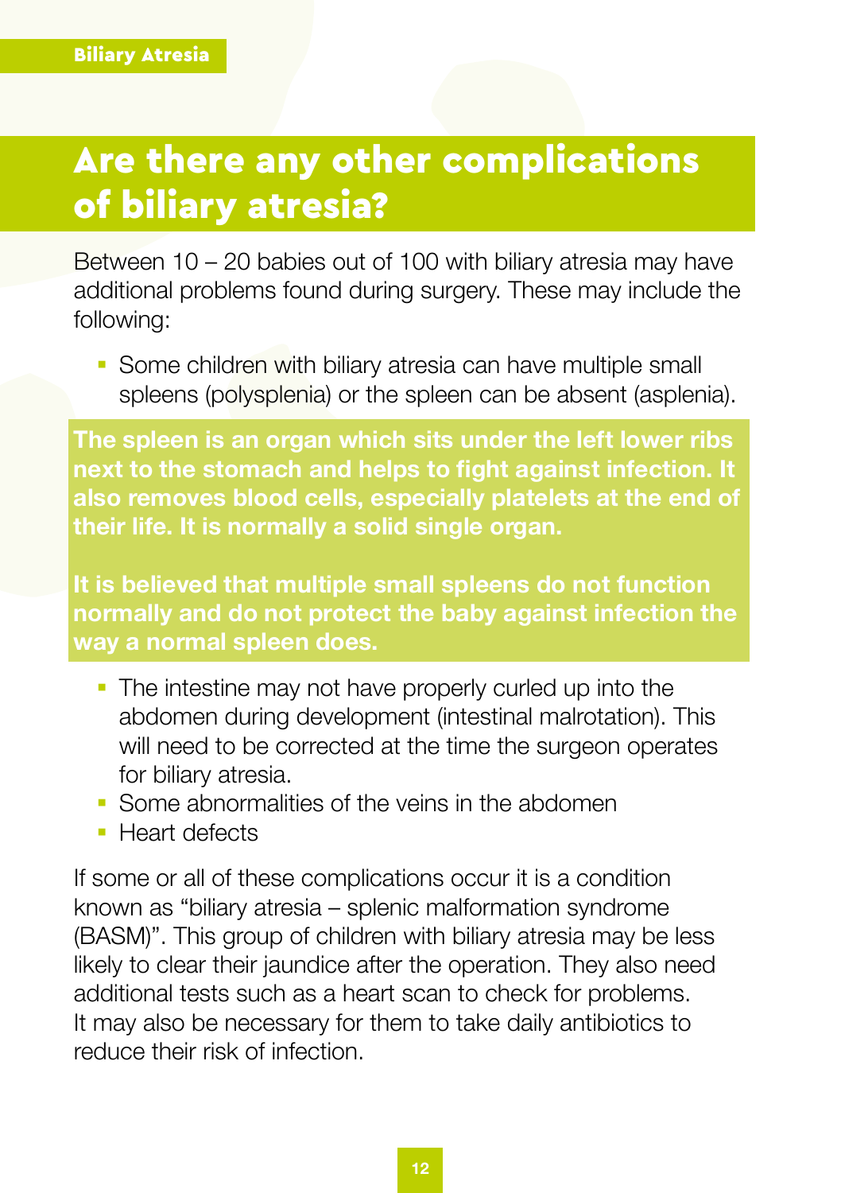## Are there any other complications of biliary atresia?

Between 10 – 20 babies out of 100 with biliary atresia may have additional problems found during surgery. These may include the following:

- Some children with biliary atresia can have multiple small spleens (polysplenia) or the spleen can be absent (asplenia).

**The spleen is an organ which sits under the left lower ribs next to the stomach and helps to fight against infection. It also removes blood cells, especially platelets at the end of their life. It is normally a solid single organ.**

**It is believed that multiple small spleens do not function normally and do not protect the baby against infection the way a normal spleen does.**

- The intestine may not have properly curled up into the abdomen during development (intestinal malrotation). This will need to be corrected at the time the surgeon operates for biliary atresia.
- Some abnormalities of the veins in the abdomen
- Heart defects

If some or all of these complications occur it is a condition known as "biliary atresia – splenic malformation syndrome (BASM)". This group of children with biliary atresia may be less likely to clear their jaundice after the operation. They also need additional tests such as a heart scan to check for problems. It may also be necessary for them to take daily antibiotics to reduce their risk of infection.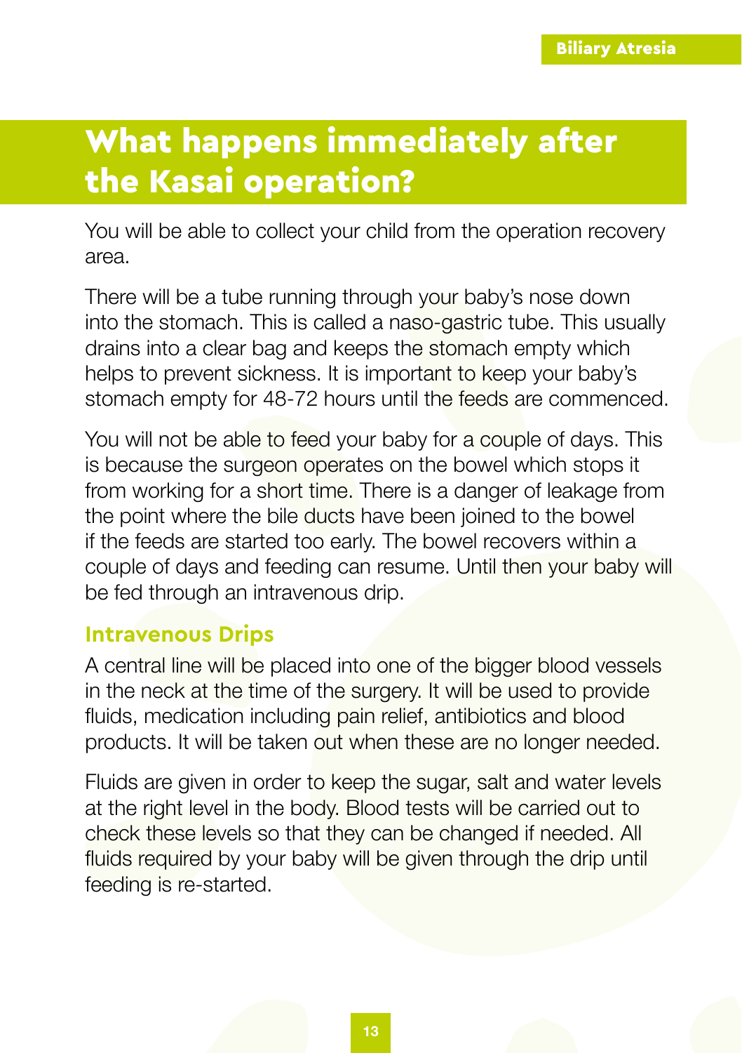# What happens immediately after the Kasai operation?

You will be able to collect your child from the operation recovery area.

There will be a tube running through your baby's nose down into the stomach. This is called a naso-gastric tube. This usually drains into a clear bag and keeps the stomach empty which helps to prevent sickness. It is important to keep your baby's stomach empty for 48-72 hours until the feeds are commenced.

You will not be able to feed your baby for a couple of days. This is because the surgeon operates on the bowel which stops it from working for a short time. There is a danger of leakage from the point where the bile ducts have been joined to the bowel if the feeds are started too early. The bowel recovers within a couple of days and feeding can resume. Until then your baby will be fed through an intravenous drip.

## Intravenous Drips

A central line will be placed into one of the bigger blood vessels in the neck at the time of the surgery. It will be used to provide fluids, medication including pain relief, antibiotics and blood products. It will be taken out when these are no longer needed.

Fluids are given in order to keep the sugar, salt and water levels at the right level in the body. Blood tests will be carried out to check these levels so that they can be changed if needed. All fluids required by your baby will be given through the drip until feeding is re-started.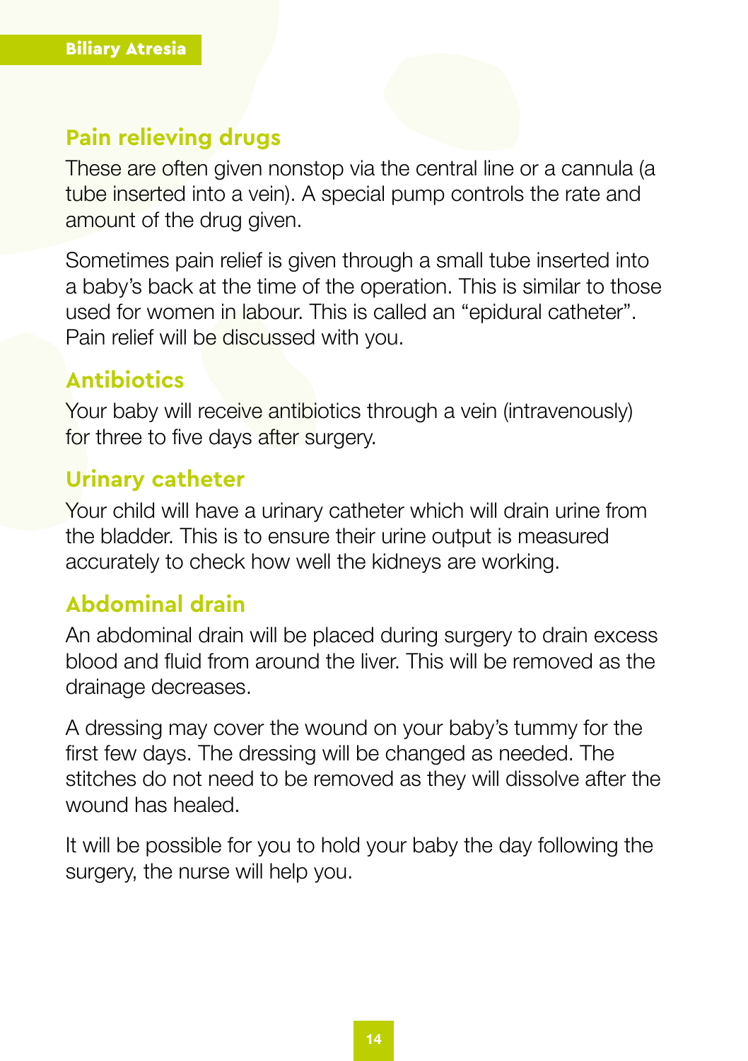## Pain relieving drugs

These are often given nonstop via the central line or a cannula (a tube inserted into a vein). A special pump controls the rate and amount of the drug given.

Sometimes pain relief is given through a small tube inserted into a baby's back at the time of the operation. This is similar to those used for women in labour. This is called an "epidural catheter". Pain relief will be discussed with you.

## Antibiotics

Your baby will receive antibiotics through a vein (intravenously) for three to five days after surgery.

## Urinary catheter

Your child will have a urinary catheter which will drain urine from the bladder. This is to ensure their urine output is measured accurately to check how well the kidneys are working.

## Abdominal drain

An abdominal drain will be placed during surgery to drain excess blood and fluid from around the liver. This will be removed as the drainage decreases.

A dressing may cover the wound on your baby's tummy for the first few days. The dressing will be changed as needed. The stitches do not need to be removed as they will dissolve after the wound has healed.

It will be possible for you to hold your baby the day following the surgery, the nurse will help you.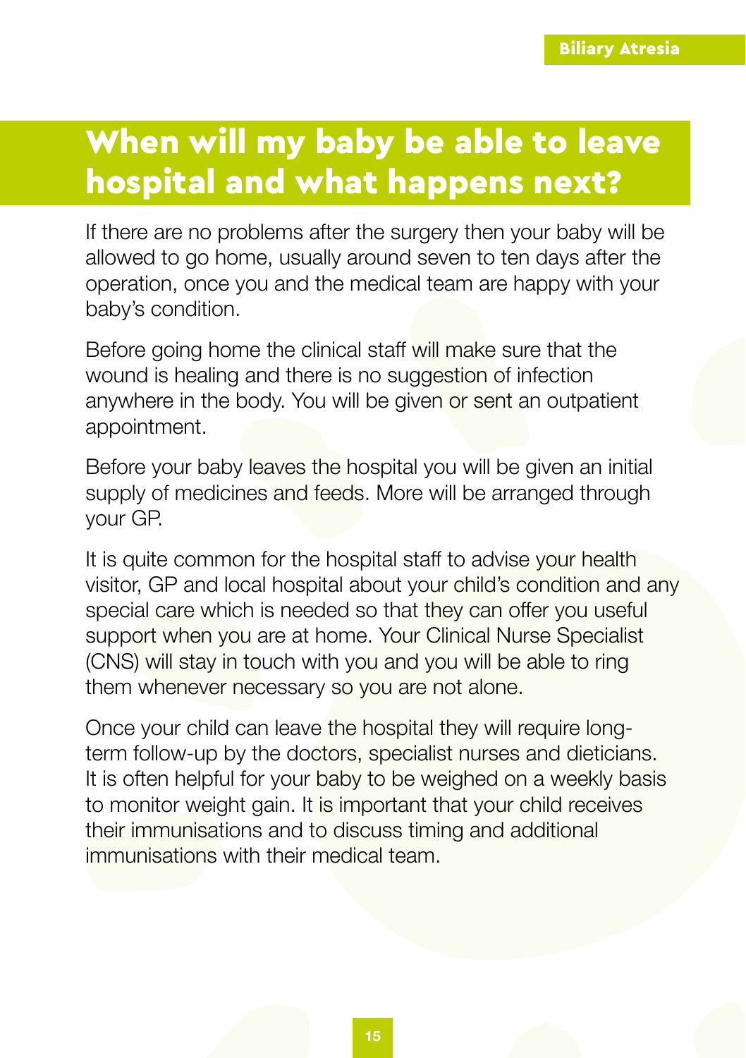## When will my baby be able to leave hospital and what happens next?

If there are no problems after the surgery then your baby will be allowed to go home, usually around seven to ten days after the operation, once you and the medical team are happy with your baby's condition.

Before going home the clinical staff will make sure that the wound is healing and there is no suggestion of infection anywhere in the body. You will be given or sent an outpatient appointment.

Before your baby leaves the hospital you will be given an initial supply of medicines and feeds. More will be arranged through your GP.

It is quite common for the hospital staff to advise your health visitor, GP and local hospital about your child's condition and any special care which is needed so that they can offer you useful support when you are at home. Your Clinical Nurse Specialist (CNS) will stay in touch with you and you will be able to ring them whenever necessary so you are not alone.

Once your child can leave the hospital they will require long-term follow-up by the doctors, specialist nurses and dieticians. It is often helpful for your baby to be weighed on a weekly basis to monitor weight gain. It is important that your child receives their immunisations and to discuss timing and additional immunisations with their medical team.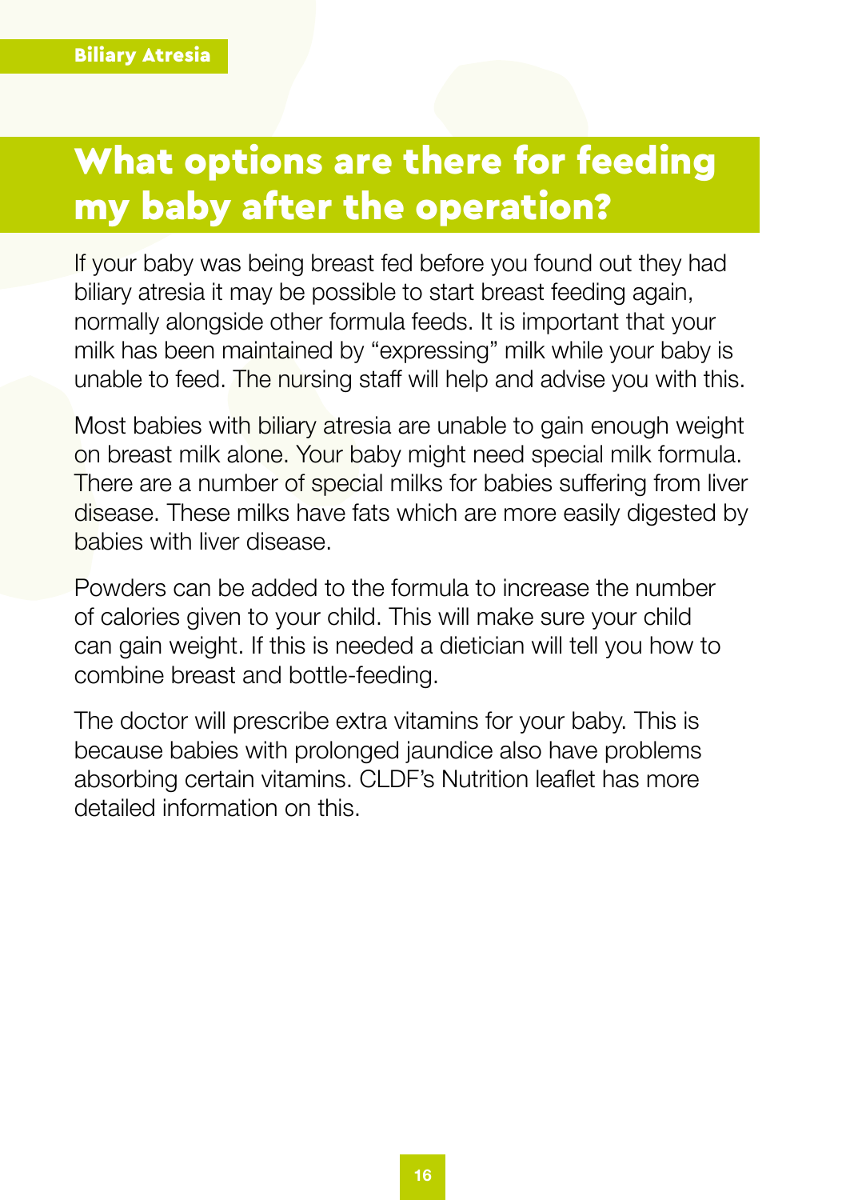## What options are there for feeding my baby after the operation?

If your baby was being breast fed before you found out they had biliary atresia it may be possible to start breast feeding again, normally alongside other formula feeds. It is important that your milk has been maintained by "expressing" milk while your baby is unable to feed. The nursing staff will help and advise you with this.

Most babies with biliary atresia are unable to gain enough weight on breast milk alone. Your baby might need special milk formula. There are a number of special milks for babies suffering from liver disease. These milks have fats which are more easily digested by babies with liver disease.

Powders can be added to the formula to increase the number of calories given to your child. This will make sure your child can gain weight. If this is needed a dietician will tell you how to combine breast and bottle-feeding.

The doctor will prescribe extra vitamins for your baby. This is because babies with prolonged jaundice also have problems absorbing certain vitamins. CLDF's Nutrition leaflet has more detailed information on this.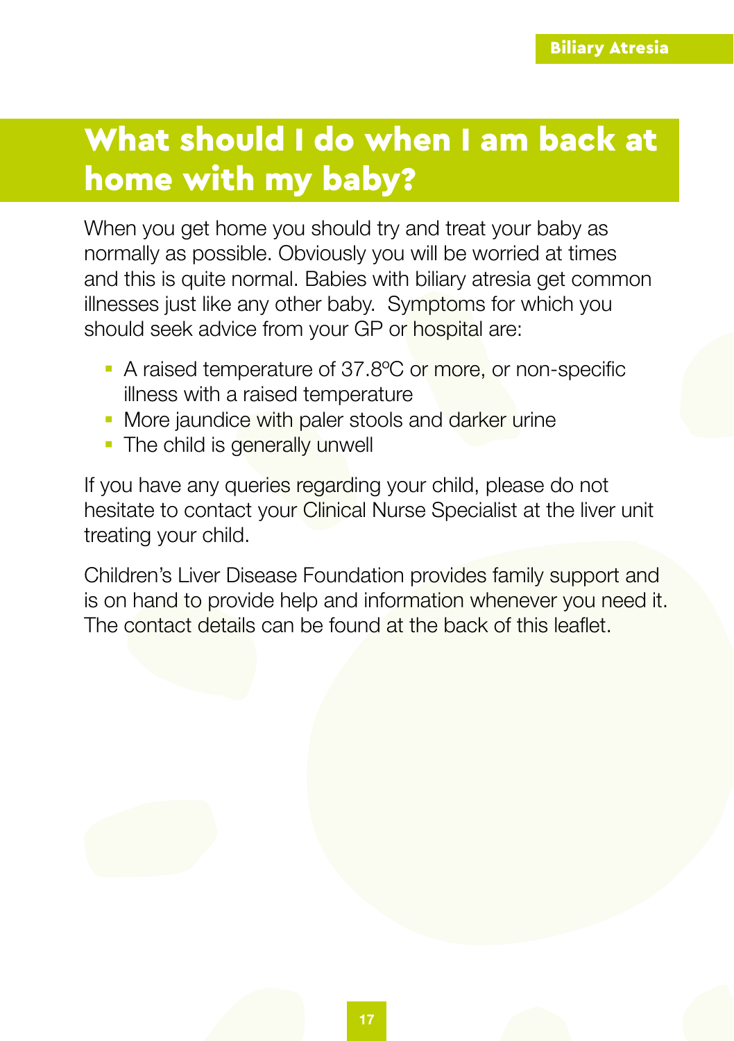# What should I do when I am back at home with my baby?

When you get home you should try and treat your baby as normally as possible. Obviously you will be worried at times and this is quite normal. Babies with biliary atresia get common illnesses just like any other baby.  Symptoms for which you should seek advice from your GP or hospital are:

- A raised temperature of 37.8ºC or more, or non-specific illness with a raised temperature
- More jaundice with paler stools and darker urine
- The child is generally unwell

If you have any queries regarding your child, please do not hesitate to contact your Clinical Nurse Specialist at the liver unit treating your child.

Children's Liver Disease Foundation provides family support and is on hand to provide help and information whenever you need it. The contact details can be found at the back of this leaflet.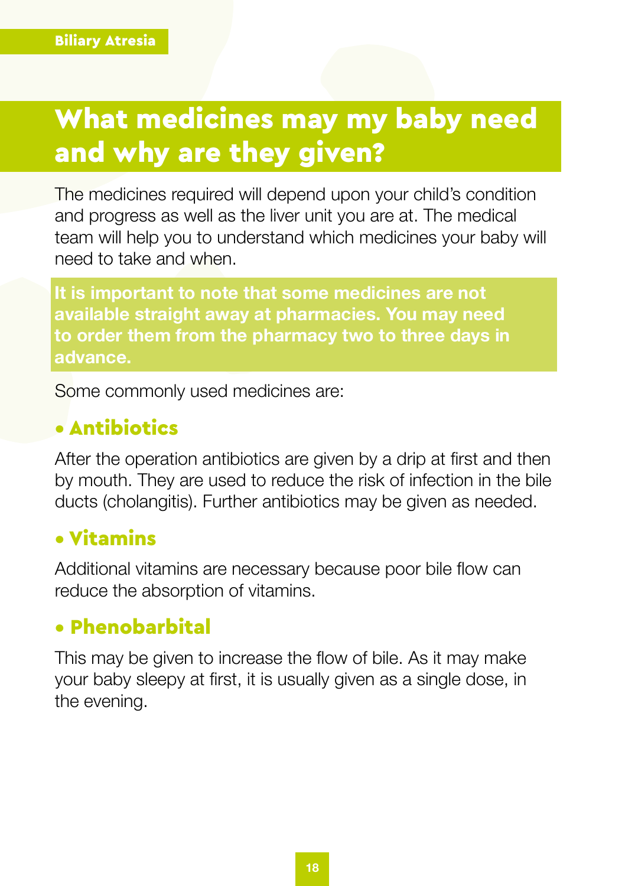# What medicines may my baby need and why are they given?

The medicines required will depend upon your child's condition and progress as well as the liver unit you are at. The medical team will help you to understand which medicines your baby will need to take and when.

**It is important to note that some medicines are not available straight away at pharmacies. You may need to order them from the pharmacy two to three days in advance.**

Some commonly used medicines are:

## • Antibiotics

After the operation antibiotics are given by a drip at first and then by mouth. They are used to reduce the risk of infection in the bile ducts (cholangitis). Further antibiotics may be given as needed.

## • Vitamins

Additional vitamins are necessary because poor bile flow can reduce the absorption of vitamins.

## • Phenobarbital

This may be given to increase the flow of bile. As it may make your baby sleepy at first, it is usually given as a single dose, in the evening.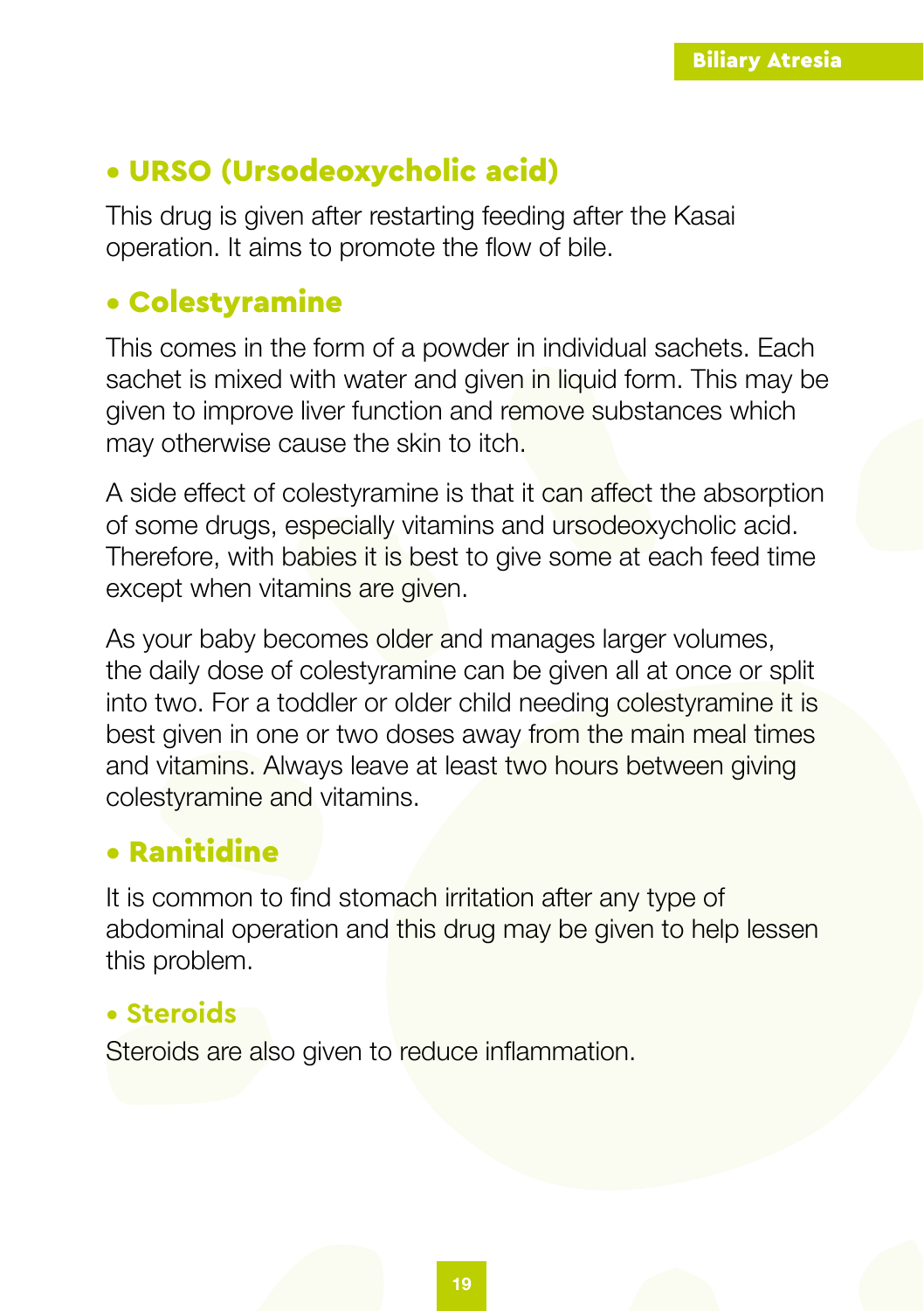- **URSO (Ursodeoxycholic acid)**

This drug is given after restarting feeding after the Kasai operation. It aims to promote the flow of bile.

- **Colestyramine**

This comes in the form of a powder in individual sachets. Each sachet is mixed with water and given in liquid form. This may be given to improve liver function and remove substances which may otherwise cause the skin to itch.

A side effect of colestyramine is that it can affect the absorption of some drugs, especially vitamins and ursodeoxycholic acid. Therefore, with babies it is best to give some at each feed time except when vitamins are given.

As your baby becomes older and manages larger volumes, the daily dose of colestyramine can be given all at once or split into two. For a toddler or older child needing colestyramine it is best given in one or two doses away from the main meal times and vitamins. Always leave at least two hours between giving colestyramine and vitamins.

- **Ranitidine**

It is common to find stomach irritation after any type of abdominal operation and this drug may be given to help lessen this problem.

- **Steroids**

Steroids are also given to reduce inflammation.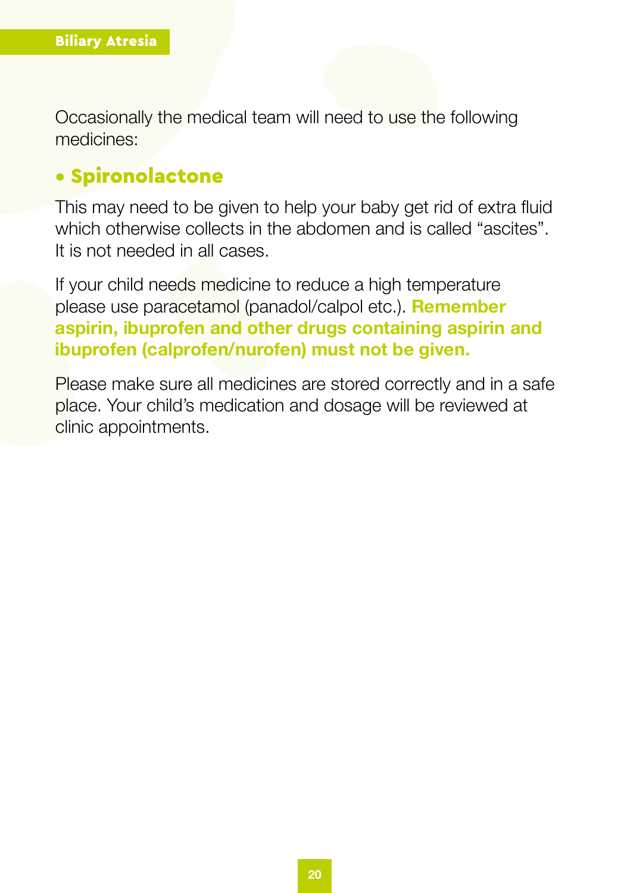Occasionally the medical team will need to use the following medicines:

- **Spironolactone**

This may need to be given to help your baby get rid of extra fluid which otherwise collects in the abdomen and is called “ascites”. It is not needed in all cases.

If your child needs medicine to reduce a high temperature please use paracetamol (panadol/calpol etc.). **Remember aspirin, ibuprofen and other drugs containing aspirin and ibuprofen (calprofen/nurofen) must not be given.**

Please make sure all medicines are stored correctly and in a safe place. Your child’s medication and dosage will be reviewed at clinic appointments.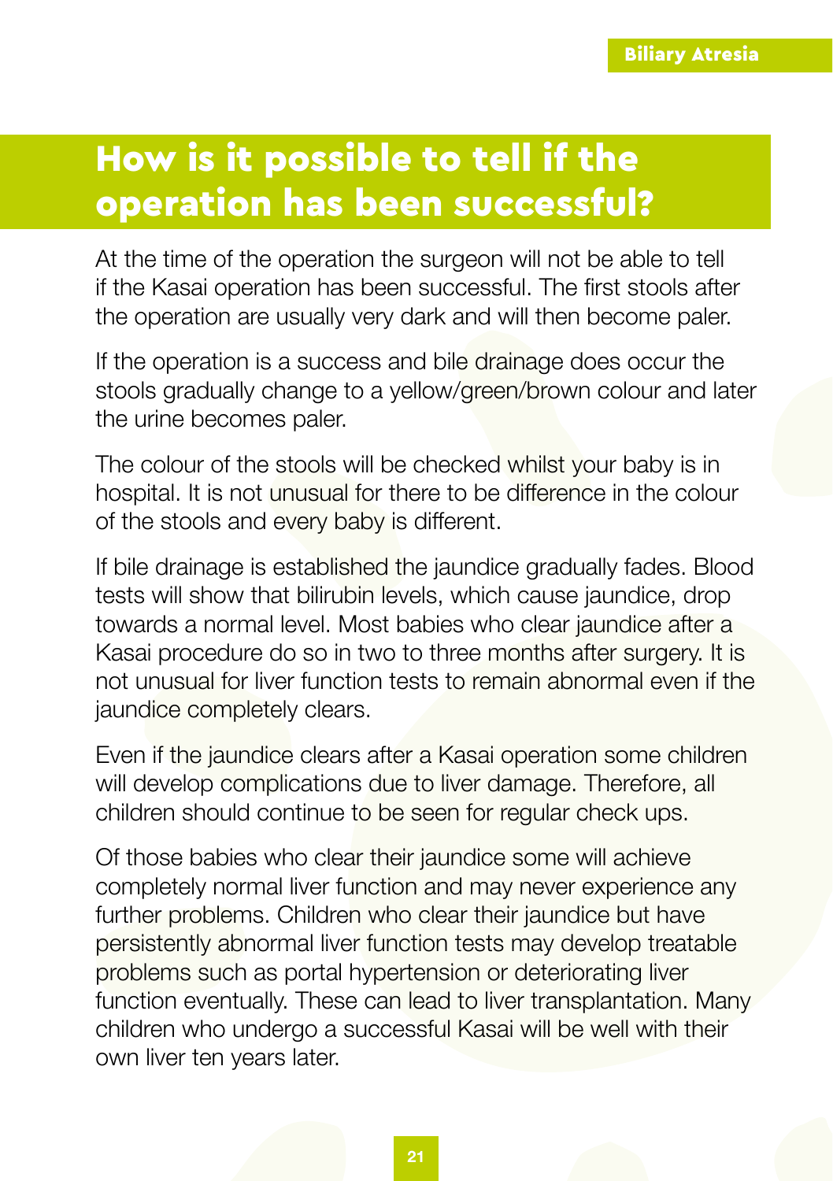## How is it possible to tell if the operation has been successful?

At the time of the operation the surgeon will not be able to tell if the Kasai operation has been successful. The first stools after the operation are usually very dark and will then become paler.

If the operation is a success and bile drainage does occur the stools gradually change to a yellow/green/brown colour and later the urine becomes paler.

The colour of the stools will be checked whilst your baby is in hospital. It is not unusual for there to be difference in the colour of the stools and every baby is different.

If bile drainage is established the jaundice gradually fades. Blood tests will show that bilirubin levels, which cause jaundice, drop towards a normal level. Most babies who clear jaundice after a Kasai procedure do so in two to three months after surgery. It is not unusual for liver function tests to remain abnormal even if the jaundice completely clears.

Even if the jaundice clears after a Kasai operation some children will develop complications due to liver damage. Therefore, all children should continue to be seen for regular check ups.

Of those babies who clear their jaundice some will achieve completely normal liver function and may never experience any further problems. Children who clear their jaundice but have persistently abnormal liver function tests may develop treatable problems such as portal hypertension or deteriorating liver function eventually. These can lead to liver transplantation. Many children who undergo a successful Kasai will be well with their own liver ten years later.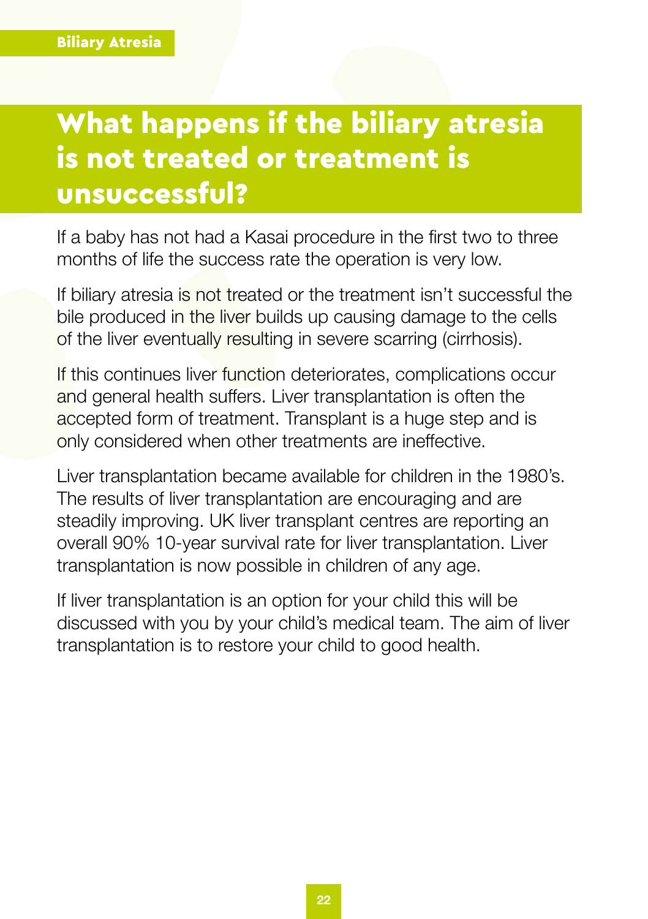# What happens if the biliary atresia is not treated or treatment is unsuccessful?

If a baby has not had a Kasai procedure in the first two to three months of life the success rate the operation is very low.

If biliary atresia is not treated or the treatment isn't successful the bile produced in the liver builds up causing damage to the cells of the liver eventually resulting in severe scarring (cirrhosis).

If this continues liver function deteriorates, complications occur and general health suffers. Liver transplantation is often the accepted form of treatment. Transplant is a huge step and is only considered when other treatments are ineffective.

Liver transplantation became available for children in the 1980's. The results of liver transplantation are encouraging and are steadily improving. UK liver transplant centres are reporting an overall 90% 10-year survival rate for liver transplantation. Liver transplantation is now possible in children of any age.

If liver transplantation is an option for your child this will be discussed with you by your child's medical team. The aim of liver transplantation is to restore your child to good health.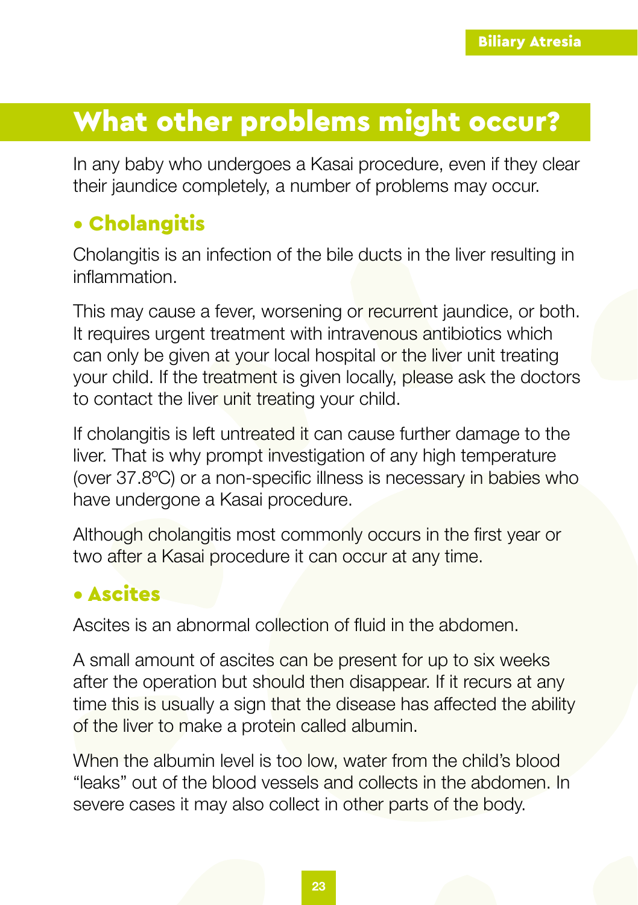# What other problems might occur?

In any baby who undergoes a Kasai procedure, even if they clear their jaundice completely, a number of problems may occur.

## • Cholangitis

Cholangitis is an infection of the bile ducts in the liver resulting in inflammation.

This may cause a fever, worsening or recurrent jaundice, or both. It requires urgent treatment with intravenous antibiotics which can only be given at your local hospital or the liver unit treating your child. If the treatment is given locally, please ask the doctors to contact the liver unit treating your child.

If cholangitis is left untreated it can cause further damage to the liver. That is why prompt investigation of any high temperature (over 37.8ºC) or a non-specific illness is necessary in babies who have undergone a Kasai procedure.

Although cholangitis most commonly occurs in the first year or two after a Kasai procedure it can occur at any time.

## • Ascites

Ascites is an abnormal collection of fluid in the abdomen.

A small amount of ascites can be present for up to six weeks after the operation but should then disappear. If it recurs at any time this is usually a sign that the disease has affected the ability of the liver to make a protein called albumin.

When the albumin level is too low, water from the child's blood "leaks" out of the blood vessels and collects in the abdomen. In severe cases it may also collect in other parts of the body.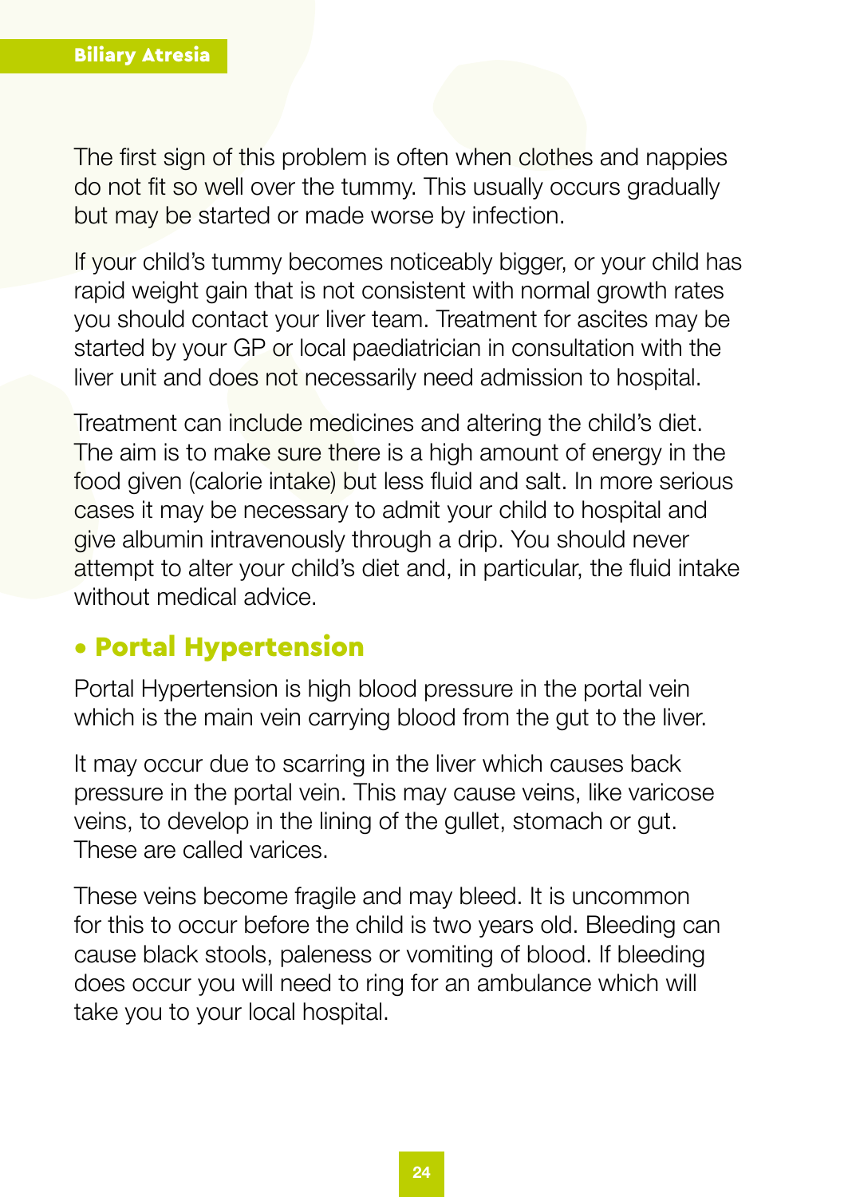The first sign of this problem is often when clothes and nappies do not fit so well over the tummy. This usually occurs gradually but may be started or made worse by infection.

If your child's tummy becomes noticeably bigger, or your child has rapid weight gain that is not consistent with normal growth rates you should contact your liver team. Treatment for ascites may be started by your GP or local paediatrician in consultation with the liver unit and does not necessarily need admission to hospital.

Treatment can include medicines and altering the child's diet. The aim is to make sure there is a high amount of energy in the food given (calorie intake) but less fluid and salt. In more serious cases it may be necessary to admit your child to hospital and give albumin intravenously through a drip. You should never attempt to alter your child's diet and, in particular, the fluid intake without medical advice.

## • Portal Hypertension

Portal Hypertension is high blood pressure in the portal vein which is the main vein carrying blood from the gut to the liver.

It may occur due to scarring in the liver which causes back pressure in the portal vein. This may cause veins, like varicose veins, to develop in the lining of the gullet, stomach or gut. These are called varices.

These veins become fragile and may bleed. It is uncommon for this to occur before the child is two years old. Bleeding can cause black stools, paleness or vomiting of blood. If bleeding does occur you will need to ring for an ambulance which will take you to your local hospital.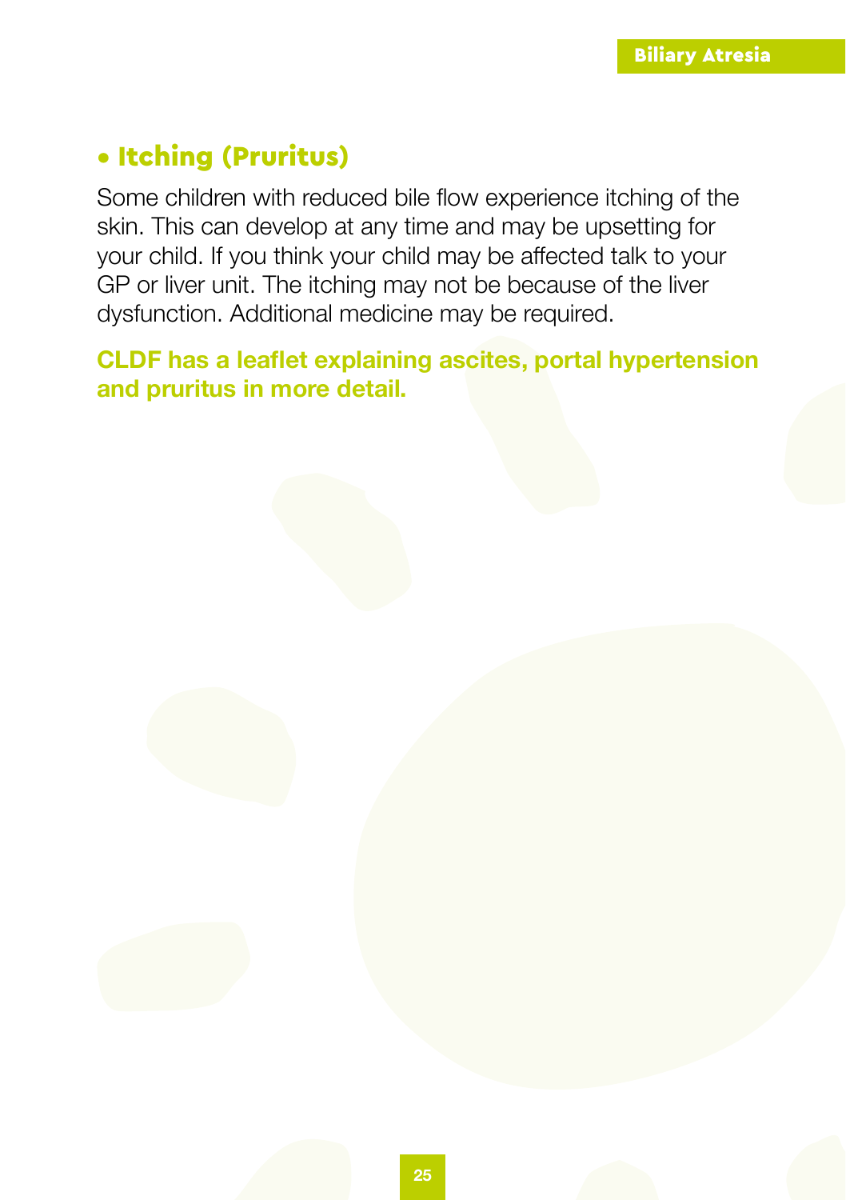- **Itching (Pruritus)**

Some children with reduced bile flow experience itching of the skin. This can develop at any time and may be upsetting for your child. If you think your child may be affected talk to your GP or liver unit. The itching may not be because of the liver dysfunction. Additional medicine may be required.

**CLDF has a leaflet explaining ascites, portal hypertension and pruritus in more detail.**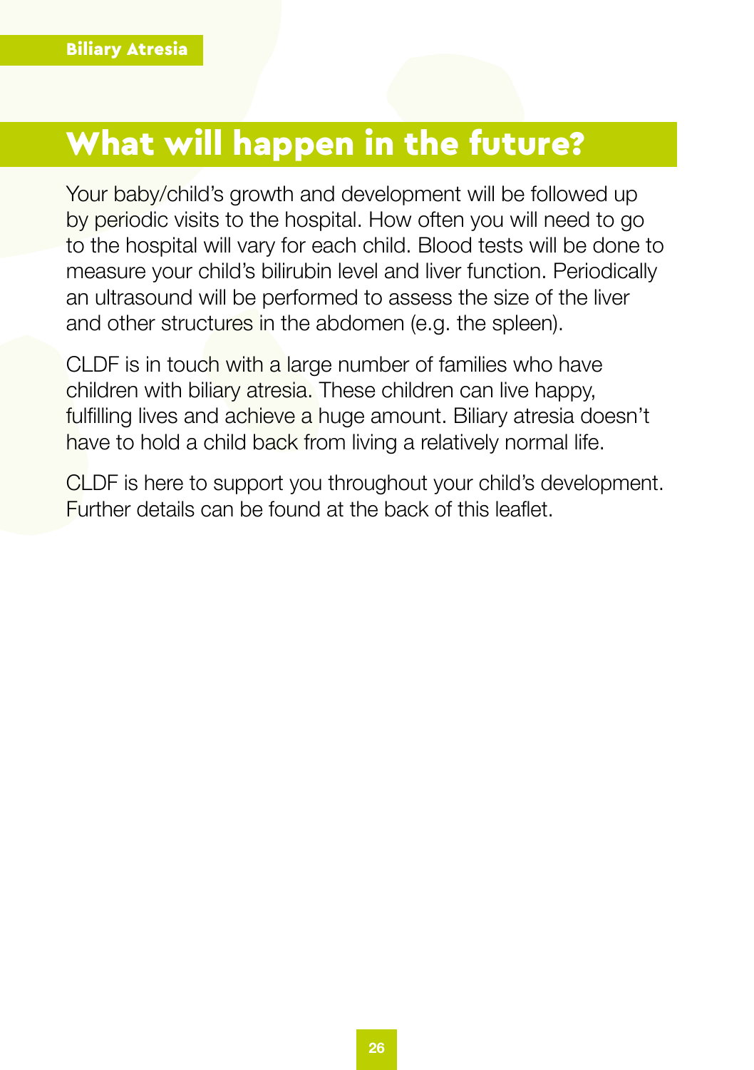## What will happen in the future?

Your baby/child's growth and development will be followed up by periodic visits to the hospital. How often you will need to go to the hospital will vary for each child. Blood tests will be done to measure your child's bilirubin level and liver function. Periodically an ultrasound will be performed to assess the size of the liver and other structures in the abdomen (e.g. the spleen).

CLDF is in touch with a large number of families who have children with biliary atresia. These children can live happy, fulfilling lives and achieve a huge amount. Biliary atresia doesn't have to hold a child back from living a relatively normal life.

CLDF is here to support you throughout your child's development. Further details can be found at the back of this leaflet.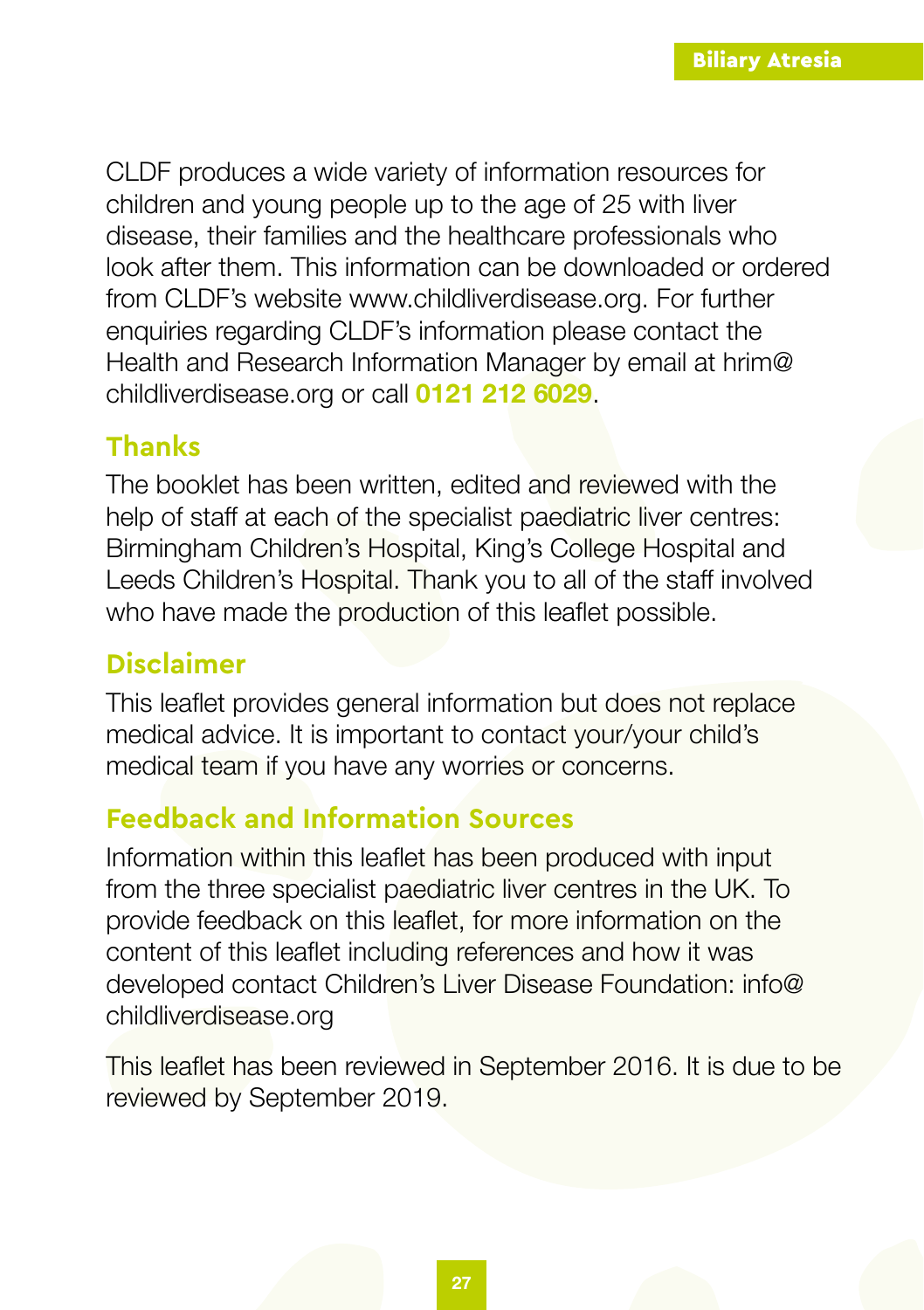CLDF produces a wide variety of information resources for children and young people up to the age of 25 with liver disease, their families and the healthcare professionals who look after them. This information can be downloaded or ordered from CLDF's website www.childliverdisease.org. For further enquiries regarding CLDF's information please contact the Health and Research Information Manager by email at hrim@childliverdisease.org or call **0121 212 6029**.

## Thanks

The booklet has been written, edited and reviewed with the help of staff at each of the specialist paediatric liver centres: Birmingham Children's Hospital, King's College Hospital and Leeds Children's Hospital. Thank you to all of the staff involved who have made the production of this leaflet possible.

## Disclaimer

This leaflet provides general information but does not replace medical advice. It is important to contact your/your child's medical team if you have any worries or concerns.

## Feedback and Information Sources

Information within this leaflet has been produced with input from the three specialist paediatric liver centres in the UK. To provide feedback on this leaflet, for more information on the content of this leaflet including references and how it was developed contact Children's Liver Disease Foundation: info@childliverdisease.org

This leaflet has been reviewed in September 2016. It is due to be reviewed by September 2019.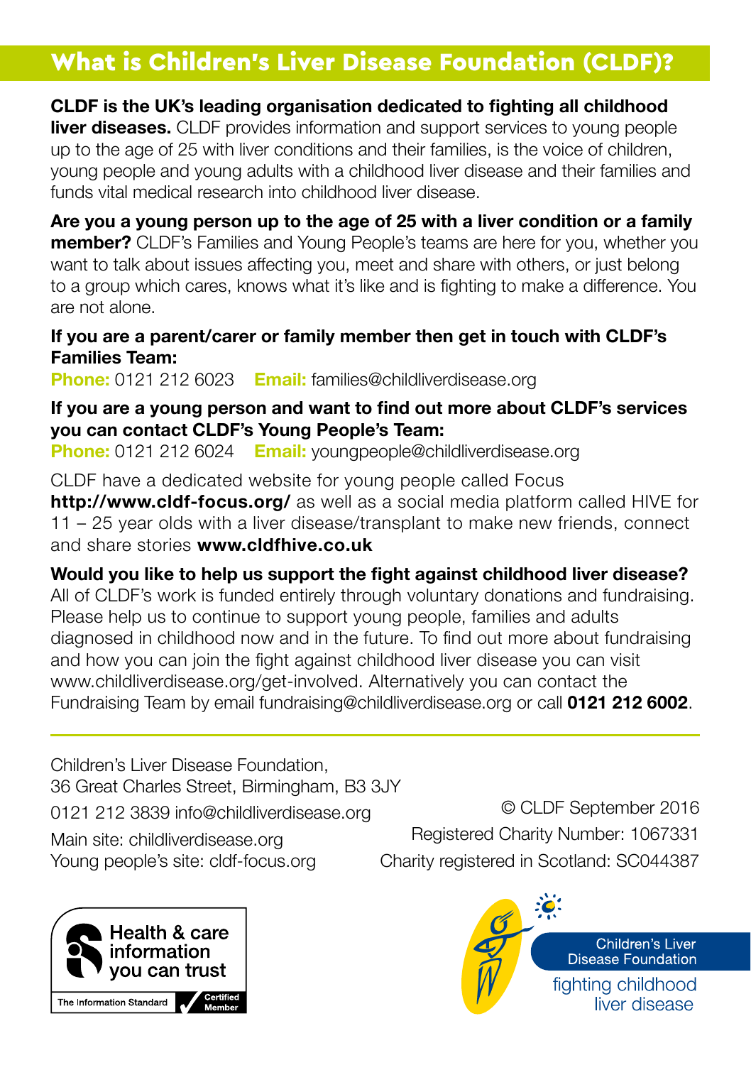# What is Children's Liver Disease Foundation (CLDF)?

**CLDF is the UK's leading organisation dedicated to fighting all childhood liver diseases.** CLDF provides information and support services to young people up to the age of 25 with liver conditions and their families, is the voice of children, young people and young adults with a childhood liver disease and their families and funds vital medical research into childhood liver disease.

**Are you a young person up to the age of 25 with a liver condition or a family member?** CLDF's Families and Young People's teams are here for you, whether you want to talk about issues affecting you, meet and share with others, or just belong to a group which cares, knows what it's like and is fighting to make a difference. You are not alone.

**If you are a parent/carer or family member then get in touch with CLDF's Families Team:**
**Phone:** 0121 212 6023 **Email:** families@childliverdisease.org

**If you are a young person and want to find out more about CLDF's services you can contact CLDF's Young People's Team:**
**Phone:** 0121 212 6024 **Email:** youngpeople@childliverdisease.org

CLDF have a dedicated website for young people called Focus **http://www.cldf-focus.org/** as well as a social media platform called HIVE for 11 – 25 year olds with a liver disease/transplant to make new friends, connect and share stories **www.cldfhive.co.uk**

**Would you like to help us support the fight against childhood liver disease?** All of CLDF's work is funded entirely through voluntary donations and fundraising. Please help us to continue to support young people, families and adults diagnosed in childhood now and in the future. To find out more about fundraising and how you can join the fight against childhood liver disease you can visit www.childliverdisease.org/get-involved. Alternatively you can contact the Fundraising Team by email fundraising@childliverdisease.org or call **0121 212 6002**.

---

Children's Liver Disease Foundation,
36 Great Charles Street, Birmingham, B3 3JY
0121 212 3839 info@childliverdisease.org
Main site: childliverdisease.org
Young people's site: cldf-focus.org

© CLDF September 2016
Registered Charity Number: 1067331
Charity registered in Scotland: SC044387

Health & care information you can trust
The Information Standard Certified Member

Children's Liver Disease Foundation
fighting childhood liver disease